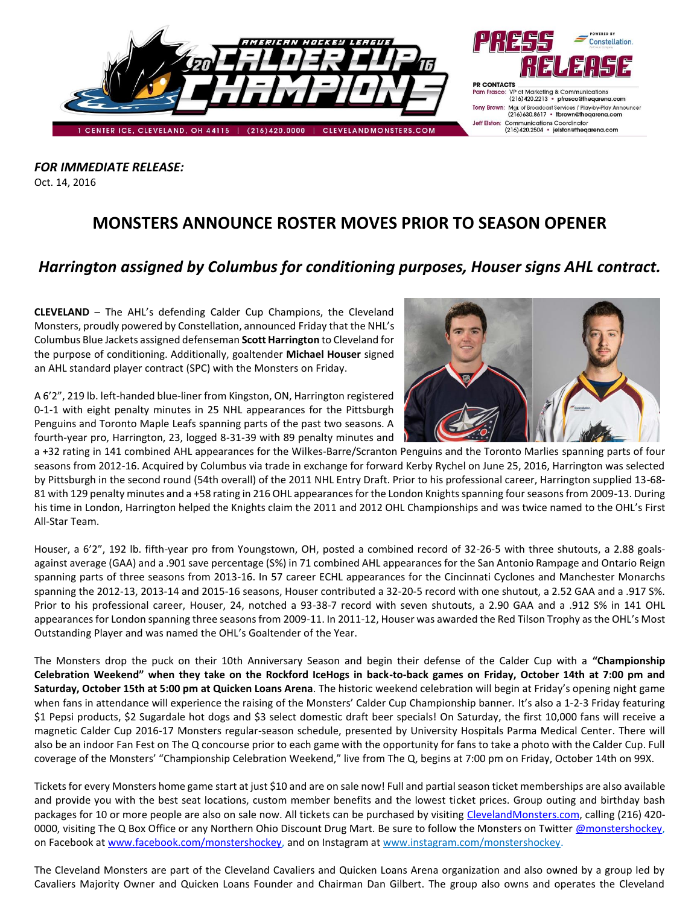PRESS RELEASE

PR CONTACTS
Pam Frasco: VP of Marketing & Communications (216) 420.2213 • pfrasco@theqarena.com
Tony Brown: Mgr. of Broadcast Services / Play-by-Play Announcer (216) 630.8617 • tbrown@theqarena.com
Jeff Elston: Communications Coordinator (216) 420.2504 • jelston@theqarena.com

1 CENTER ICE, CLEVELAND, OH 44115 | (216) 420.0000 | CLEVELANDMONSTERS.COM

***FOR IMMEDIATE RELEASE:***
Oct. 14, 2016

# MONSTERS ANNOUNCE ROSTER MOVES PRIOR TO SEASON OPENER

## *Harrington assigned by Columbus for conditioning purposes, Houser signs AHL contract.*

**CLEVELAND** – The AHL's defending Calder Cup Champions, the Cleveland Monsters, proudly powered by Constellation, announced Friday that the NHL's Columbus Blue Jackets assigned defenseman **Scott Harrington** to Cleveland for the purpose of conditioning. Additionally, goaltender **Michael Houser** signed an AHL standard player contract (SPC) with the Monsters on Friday.

A 6'2", 219 lb. left-handed blue-liner from Kingston, ON, Harrington registered 0-1-1 with eight penalty minutes in 25 NHL appearances for the Pittsburgh Penguins and Toronto Maple Leafs spanning parts of the past two seasons. A fourth-year pro, Harrington, 23, logged 8-31-39 with 89 penalty minutes and a +32 rating in 141 combined AHL appearances for the Wilkes-Barre/Scranton Penguins and the Toronto Marlies spanning parts of four seasons from 2012-16. Acquired by Columbus via trade in exchange for forward Kerby Rychel on June 25, 2016, Harrington was selected by Pittsburgh in the second round (54th overall) of the 2011 NHL Entry Draft. Prior to his professional career, Harrington supplied 13-68-81 with 129 penalty minutes and a +58 rating in 216 OHL appearances for the London Knights spanning four seasons from 2009-13. During his time in London, Harrington helped the Knights claim the 2011 and 2012 OHL Championships and was twice named to the OHL's First All-Star Team.

Houser, a 6'2", 192 lb. fifth-year pro from Youngstown, OH, posted a combined record of 32-26-5 with three shutouts, a 2.88 goals-against average (GAA) and a .901 save percentage (S%) in 71 combined AHL appearances for the San Antonio Rampage and Ontario Reign spanning parts of three seasons from 2013-16. In 57 career ECHL appearances for the Cincinnati Cyclones and Manchester Monarchs spanning the 2012-13, 2013-14 and 2015-16 seasons, Houser contributed a 32-20-5 record with one shutout, a 2.52 GAA and a .917 S%. Prior to his professional career, Houser, 24, notched a 93-38-7 record with seven shutouts, a 2.90 GAA and a .912 S% in 141 OHL appearances for London spanning three seasons from 2009-11. In 2011-12, Houser was awarded the Red Tilson Trophy as the OHL's Most Outstanding Player and was named the OHL's Goaltender of the Year.

The Monsters drop the puck on their 10th Anniversary Season and begin their defense of the Calder Cup with a **"Championship Celebration Weekend" when they take on the Rockford IceHogs in back-to-back games on Friday, October 14th at 7:00 pm and Saturday, October 15th at 5:00 pm at Quicken Loans Arena**. The historic weekend celebration will begin at Friday's opening night game when fans in attendance will experience the raising of the Monsters' Calder Cup Championship banner. It's also a 1-2-3 Friday featuring $1 Pepsi products, $2 Sugardale hot dogs and $3 select domestic draft beer specials! On Saturday, the first 10,000 fans will receive a magnetic Calder Cup 2016-17 Monsters regular-season schedule, presented by University Hospitals Parma Medical Center. There will also be an indoor Fan Fest on The Q concourse prior to each game with the opportunity for fans to take a photo with the Calder Cup. Full coverage of the Monsters' "Championship Celebration Weekend," live from The Q, begins at 7:00 pm on Friday, October 14th on 99X.

Tickets for every Monsters home game start at just $10 and are on sale now! Full and partial season ticket memberships are also available and provide you with the best seat locations, custom member benefits and the lowest ticket prices. Group outing and birthday bash packages for 10 or more people are also on sale now. All tickets can be purchased by visiting ClevelandMonsters.com, calling (216) 420-0000, visiting The Q Box Office or any Northern Ohio Discount Drug Mart. Be sure to follow the Monsters on Twitter @monstershockey, on Facebook at www.facebook.com/monstershockey, and on Instagram at www.instagram.com/monstershockey.

The Cleveland Monsters are part of the Cleveland Cavaliers and Quicken Loans Arena organization and also owned by a group led by Cavaliers Majority Owner and Quicken Loans Founder and Chairman Dan Gilbert. The group also owns and operates the Cleveland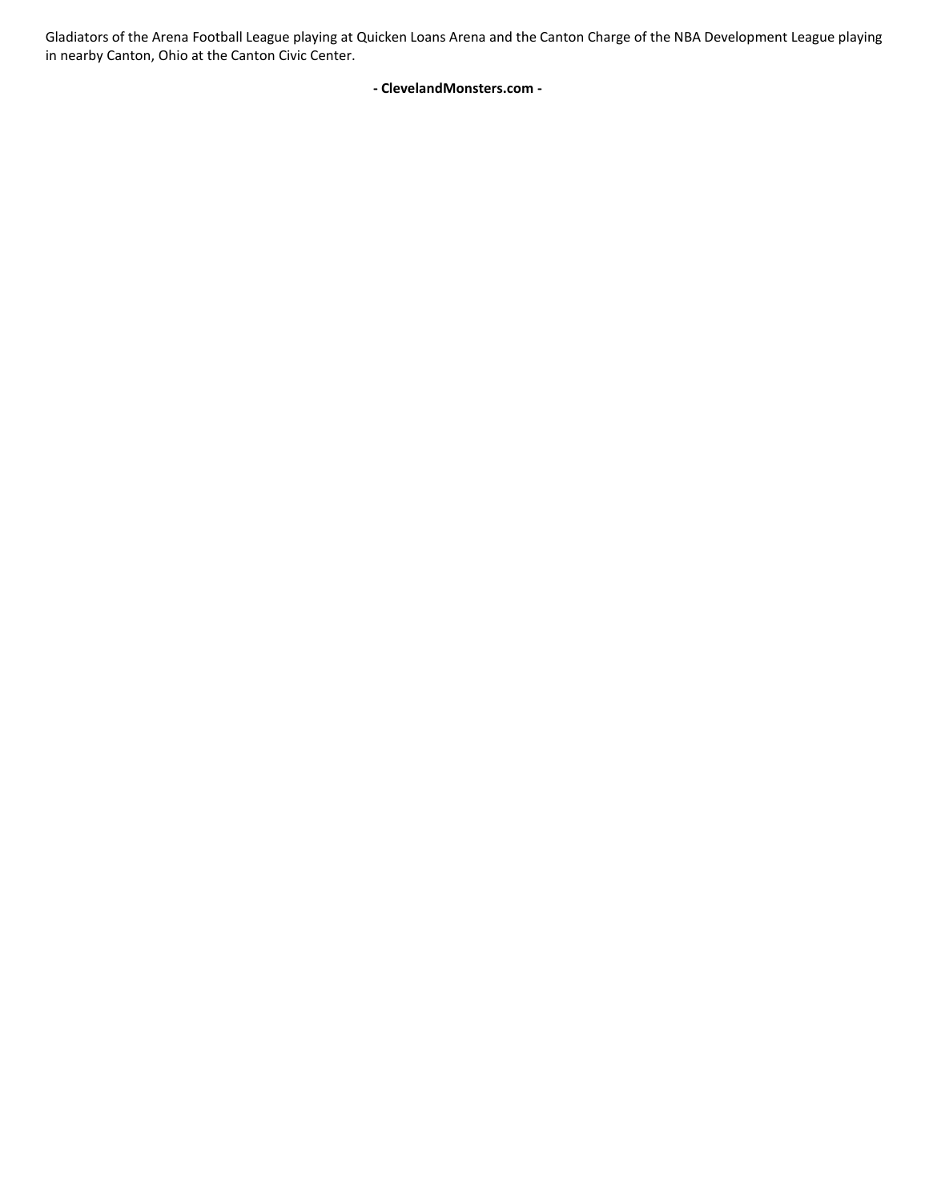Gladiators of the Arena Football League playing at Quicken Loans Arena and the Canton Charge of the NBA Development League playing in nearby Canton, Ohio at the Canton Civic Center.

**- ClevelandMonsters.com -**